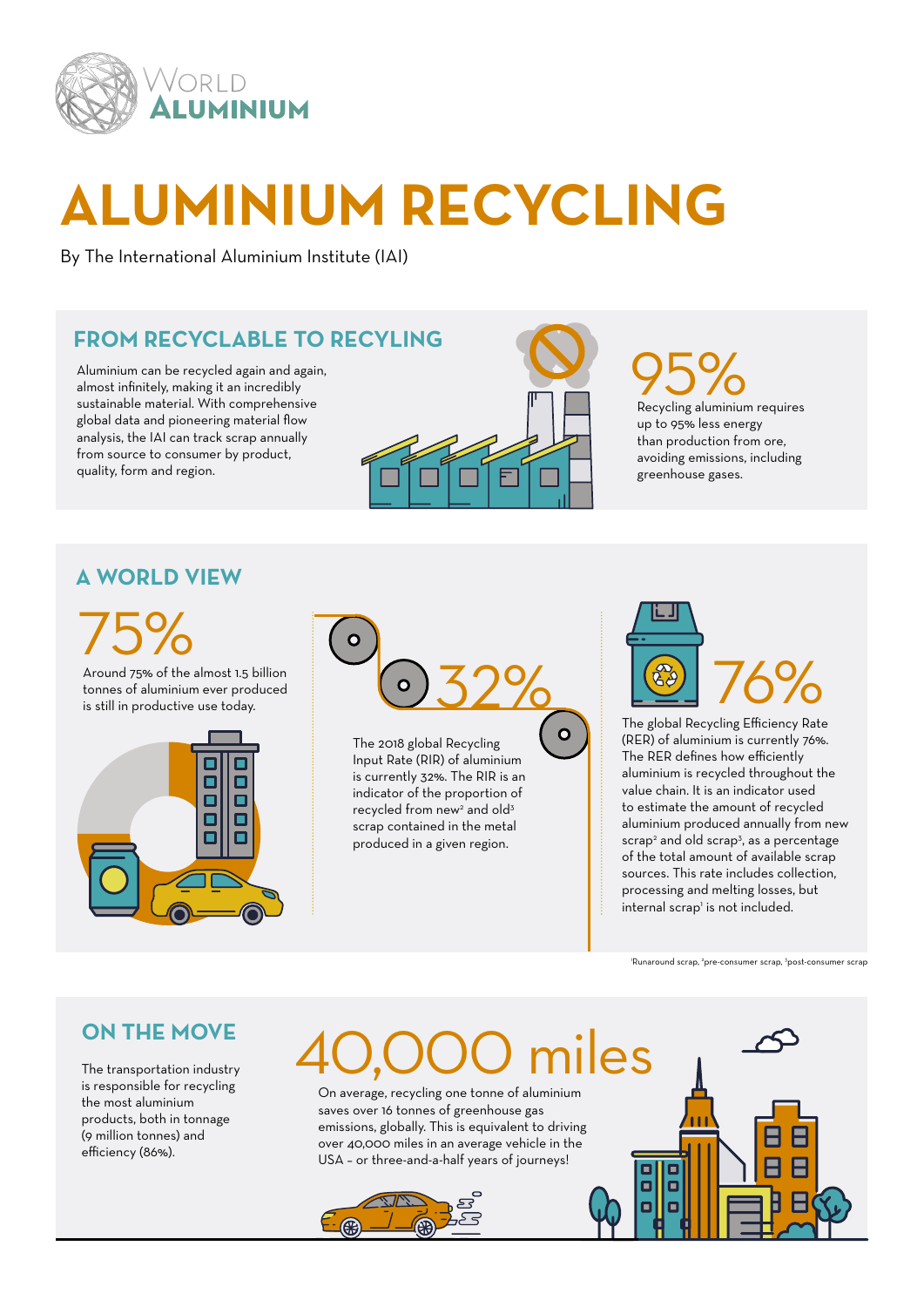World Aluminium

# ALUMINIUM RECYCLING

By The International Aluminium Institute (IAI)

## FROM RECYCLABLE TO RECYLING

Aluminium can be recycled again and again, almost infinitely, making it an incredibly sustainable material. With comprehensive global data and pioneering material flow analysis, the IAI can track scrap annually from source to consumer by product, quality, form and region.

**95%**

Recycling aluminium requires up to 95% less energy than production from ore, avoiding emissions, including greenhouse gases.

## A WORLD VIEW

**75%**

Around 75% of the almost 1.5 billion tonnes of aluminium ever produced is still in productive use today.

**32%**

The 2018 global Recycling Input Rate (RIR) of aluminium is currently 32%. The RIR is an indicator of the proportion of recycled from new[2] and old[3] scrap contained in the metal produced in a given region.

**76%**

The global Recycling Efficiency Rate (RER) of aluminium is currently 76%. The RER defines how efficiently aluminium is recycled throughout the value chain. It is an indicator used to estimate the amount of recycled aluminium produced annually from new scrap[2] and old scrap[3], as a percentage of the total amount of available scrap sources. This rate includes collection, processing and melting losses, but internal scrap[1] is not included.

[1]Runaround scrap, [2]pre-consumer scrap, [3]post-consumer scrap

## ON THE MOVE

The transportation industry is responsible for recycling the most aluminium products, both in tonnage (9 million tonnes) and efficiency (86%).

**40,000 miles**

On average, recycling one tonne of aluminium saves over 16 tonnes of greenhouse gas emissions, globally. This is equivalent to driving over 40,000 miles in an average vehicle in the USA – or three-and-a-half years of journeys!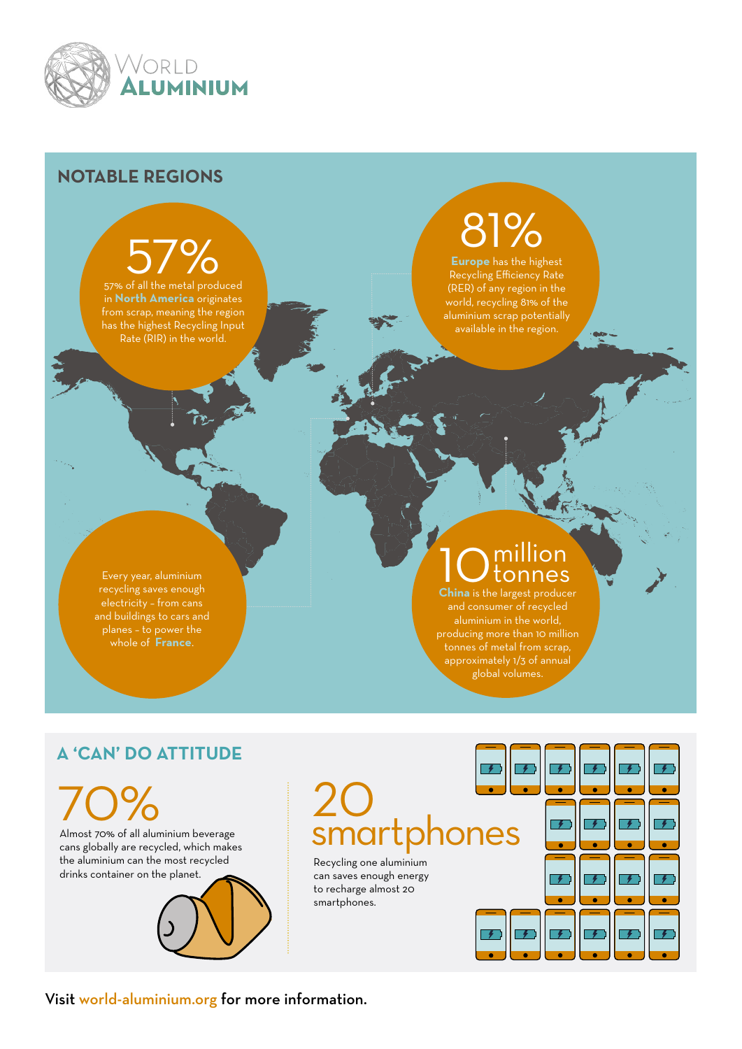World Aluminium

## NOTABLE REGIONS

**57%**

57% of all the metal produced in **North America** originates from scrap, meaning the region has the highest Recycling Input Rate (RIR) in the world.

**81%**

**Europe** has the highest Recycling Efficiency Rate (RER) of any region in the world, recycling 81% of the aluminium scrap potentially available in the region.

Every year, aluminium recycling saves enough electricity – from cans and buildings to cars and planes – to power the whole of **France**.

**10 million tonnes**

**China** is the largest producer and consumer of recycled aluminium in the world, producing more than 10 million tonnes of metal from scrap, approximately 1/3 of annual global volumes.

## A 'CAN' DO ATTITUDE

**70%**

Almost 70% of all aluminium beverage cans globally are recycled, which makes the aluminium can the most recycled drinks container on the planet.

**20 smartphones**

Recycling one aluminium can saves enough energy to recharge almost 20 smartphones.

Visit world-aluminium.org for more information.